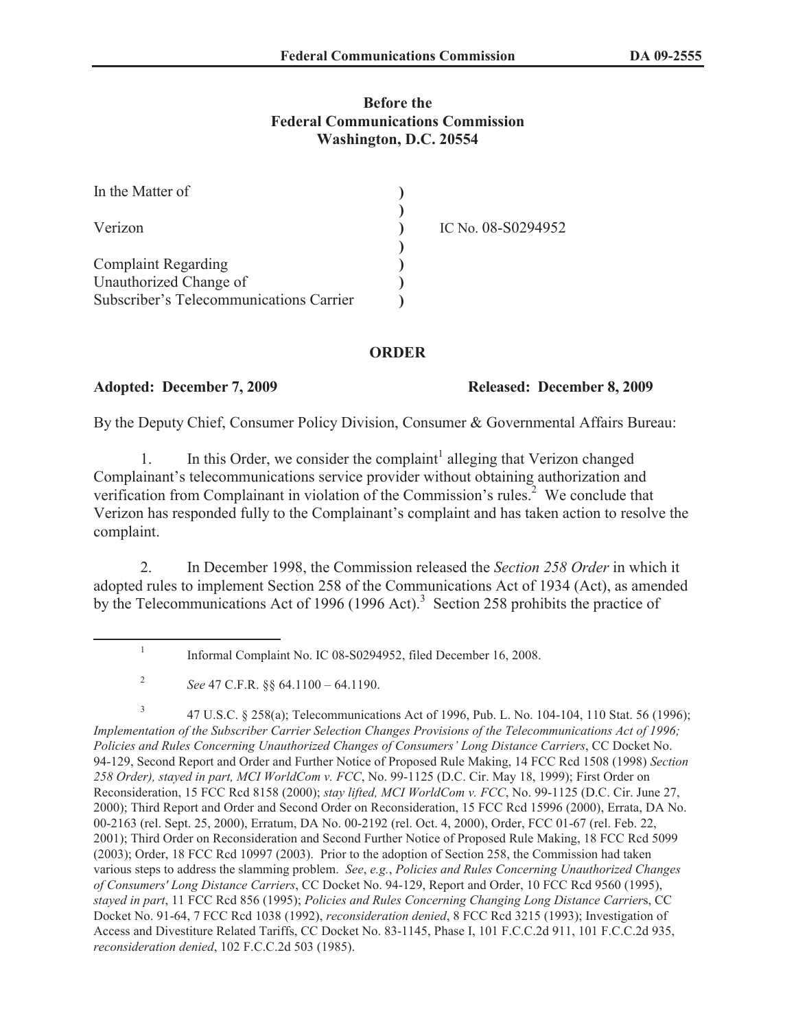**Before the**
**Federal Communications Commission**
**Washington, D.C. 20554**

| | | |
|---|---|---|
| In the Matter of | ) | |
| | ) | |
| Verizon | ) | IC No. 08-S0294952 |
| | ) | |
| Complaint Regarding | ) | |
| Unauthorized Change of | ) | |
| Subscriber's Telecommunications Carrier | ) | |

**ORDER**

**Adopted: December 7, 2009** **Released: December 8, 2009**

By the Deputy Chief, Consumer Policy Division, Consumer & Governmental Affairs Bureau:

1. In this Order, we consider the complaint[1] alleging that Verizon changed Complainant's telecommunications service provider without obtaining authorization and verification from Complainant in violation of the Commission's rules.[2] We conclude that Verizon has responded fully to the Complainant's complaint and has taken action to resolve the complaint.

2. In December 1998, the Commission released the *Section 258 Order* in which it adopted rules to implement Section 258 of the Communications Act of 1934 (Act), as amended by the Telecommunications Act of 1996 (1996 Act).[3] Section 258 prohibits the practice of

---

[1] Informal Complaint No. IC 08-S0294952, filed December 16, 2008.

[2] *See* 47 C.F.R. §§ 64.1100 – 64.1190.

[3] 47 U.S.C. § 258(a); Telecommunications Act of 1996, Pub. L. No. 104-104, 110 Stat. 56 (1996); *Implementation of the Subscriber Carrier Selection Changes Provisions of the Telecommunications Act of 1996; Policies and Rules Concerning Unauthorized Changes of Consumers' Long Distance Carriers*, CC Docket No. 94-129, Second Report and Order and Further Notice of Proposed Rule Making, 14 FCC Rcd 1508 (1998) *Section 258 Order), stayed in part, MCI WorldCom v. FCC*, No. 99-1125 (D.C. Cir. May 18, 1999); First Order on Reconsideration, 15 FCC Rcd 8158 (2000); *stay lifted, MCI WorldCom v. FCC*, No. 99-1125 (D.C. Cir. June 27, 2000); Third Report and Order and Second Order on Reconsideration, 15 FCC Rcd 15996 (2000), Errata, DA No. 00-2163 (rel. Sept. 25, 2000), Erratum, DA No. 00-2192 (rel. Oct. 4, 2000), Order, FCC 01-67 (rel. Feb. 22, 2001); Third Order on Reconsideration and Second Further Notice of Proposed Rule Making, 18 FCC Rcd 5099 (2003); Order, 18 FCC Rcd 10997 (2003). Prior to the adoption of Section 258, the Commission had taken various steps to address the slamming problem. *See*, *e.g.*, *Policies and Rules Concerning Unauthorized Changes of Consumers' Long Distance Carriers*, CC Docket No. 94-129, Report and Order, 10 FCC Rcd 9560 (1995), *stayed in part*, 11 FCC Rcd 856 (1995); *Policies and Rules Concerning Changing Long Distance Carrier*s, CC Docket No. 91-64, 7 FCC Rcd 1038 (1992), *reconsideration denied*, 8 FCC Rcd 3215 (1993); Investigation of Access and Divestiture Related Tariffs, CC Docket No. 83-1145, Phase I, 101 F.C.C.2d 911, 101 F.C.C.2d 935, *reconsideration denied*, 102 F.C.C.2d 503 (1985).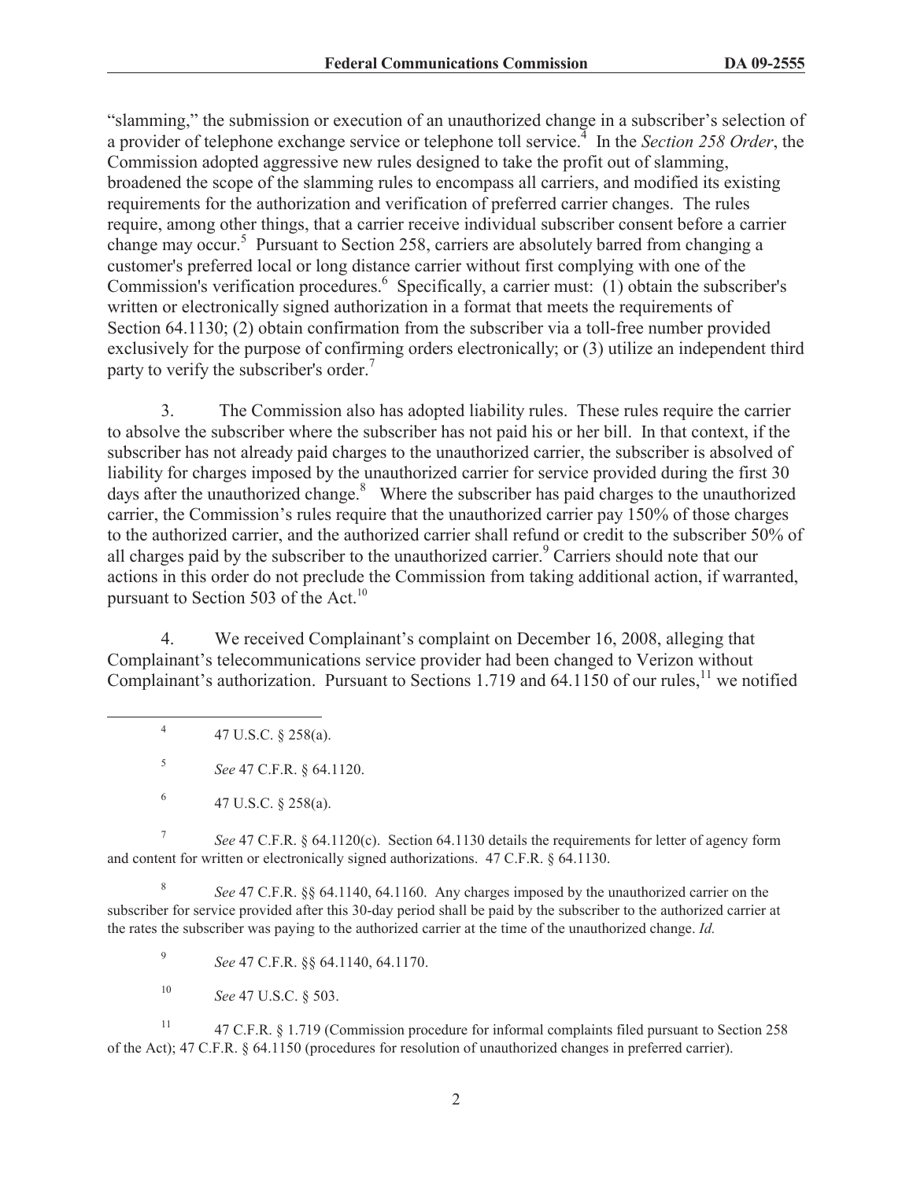"slamming," the submission or execution of an unauthorized change in a subscriber's selection of a provider of telephone exchange service or telephone toll service.[4] In the *Section 258 Order*, the Commission adopted aggressive new rules designed to take the profit out of slamming, broadened the scope of the slamming rules to encompass all carriers, and modified its existing requirements for the authorization and verification of preferred carrier changes. The rules require, among other things, that a carrier receive individual subscriber consent before a carrier change may occur.[5] Pursuant to Section 258, carriers are absolutely barred from changing a customer's preferred local or long distance carrier without first complying with one of the Commission's verification procedures.[6] Specifically, a carrier must: (1) obtain the subscriber's written or electronically signed authorization in a format that meets the requirements of Section 64.1130; (2) obtain confirmation from the subscriber via a toll-free number provided exclusively for the purpose of confirming orders electronically; or (3) utilize an independent third party to verify the subscriber's order.[7]

3. The Commission also has adopted liability rules. These rules require the carrier to absolve the subscriber where the subscriber has not paid his or her bill. In that context, if the subscriber has not already paid charges to the unauthorized carrier, the subscriber is absolved of liability for charges imposed by the unauthorized carrier for service provided during the first 30 days after the unauthorized change.[8] Where the subscriber has paid charges to the unauthorized carrier, the Commission's rules require that the unauthorized carrier pay 150% of those charges to the authorized carrier, and the authorized carrier shall refund or credit to the subscriber 50% of all charges paid by the subscriber to the unauthorized carrier.[9] Carriers should note that our actions in this order do not preclude the Commission from taking additional action, if warranted, pursuant to Section 503 of the Act.[10]

4. We received Complainant's complaint on December 16, 2008, alleging that Complainant's telecommunications service provider had been changed to Verizon without Complainant's authorization. Pursuant to Sections 1.719 and 64.1150 of our rules,[11] we notified

---

[4] 47 U.S.C. § 258(a).

[5] *See* 47 C.F.R. § 64.1120.

[6] 47 U.S.C. § 258(a).

[7] *See* 47 C.F.R. § 64.1120(c). Section 64.1130 details the requirements for letter of agency form and content for written or electronically signed authorizations. 47 C.F.R. § 64.1130.

[8] *See* 47 C.F.R. §§ 64.1140, 64.1160. Any charges imposed by the unauthorized carrier on the subscriber for service provided after this 30-day period shall be paid by the subscriber to the authorized carrier at the rates the subscriber was paying to the authorized carrier at the time of the unauthorized change. *Id.*

[9] *See* 47 C.F.R. §§ 64.1140, 64.1170.

[10] *See* 47 U.S.C. § 503.

[11] 47 C.F.R. § 1.719 (Commission procedure for informal complaints filed pursuant to Section 258 of the Act); 47 C.F.R. § 64.1150 (procedures for resolution of unauthorized changes in preferred carrier).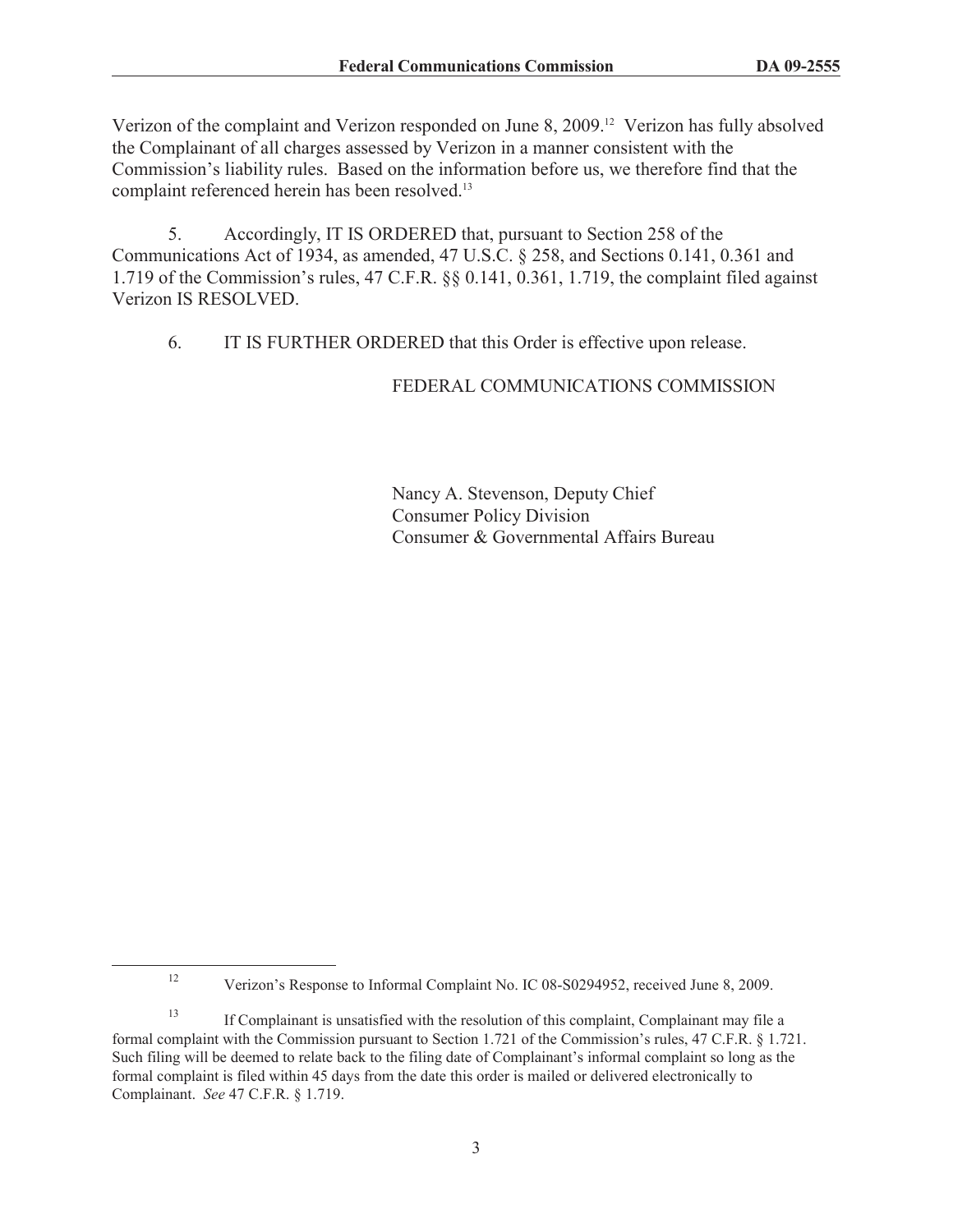Verizon of the complaint and Verizon responded on June 8, 2009.[12] Verizon has fully absolved the Complainant of all charges assessed by Verizon in a manner consistent with the Commission's liability rules. Based on the information before us, we therefore find that the complaint referenced herein has been resolved.[13]

5. Accordingly, IT IS ORDERED that, pursuant to Section 258 of the Communications Act of 1934, as amended, 47 U.S.C. § 258, and Sections 0.141, 0.361 and 1.719 of the Commission's rules, 47 C.F.R. §§ 0.141, 0.361, 1.719, the complaint filed against Verizon IS RESOLVED.

6. IT IS FURTHER ORDERED that this Order is effective upon release.

FEDERAL COMMUNICATIONS COMMISSION

Nancy A. Stevenson, Deputy Chief
Consumer Policy Division
Consumer & Governmental Affairs Bureau

---

[12] Verizon's Response to Informal Complaint No. IC 08-S0294952, received June 8, 2009.

[13] If Complainant is unsatisfied with the resolution of this complaint, Complainant may file a formal complaint with the Commission pursuant to Section 1.721 of the Commission's rules, 47 C.F.R. § 1.721. Such filing will be deemed to relate back to the filing date of Complainant's informal complaint so long as the formal complaint is filed within 45 days from the date this order is mailed or delivered electronically to Complainant. *See* 47 C.F.R. § 1.719.